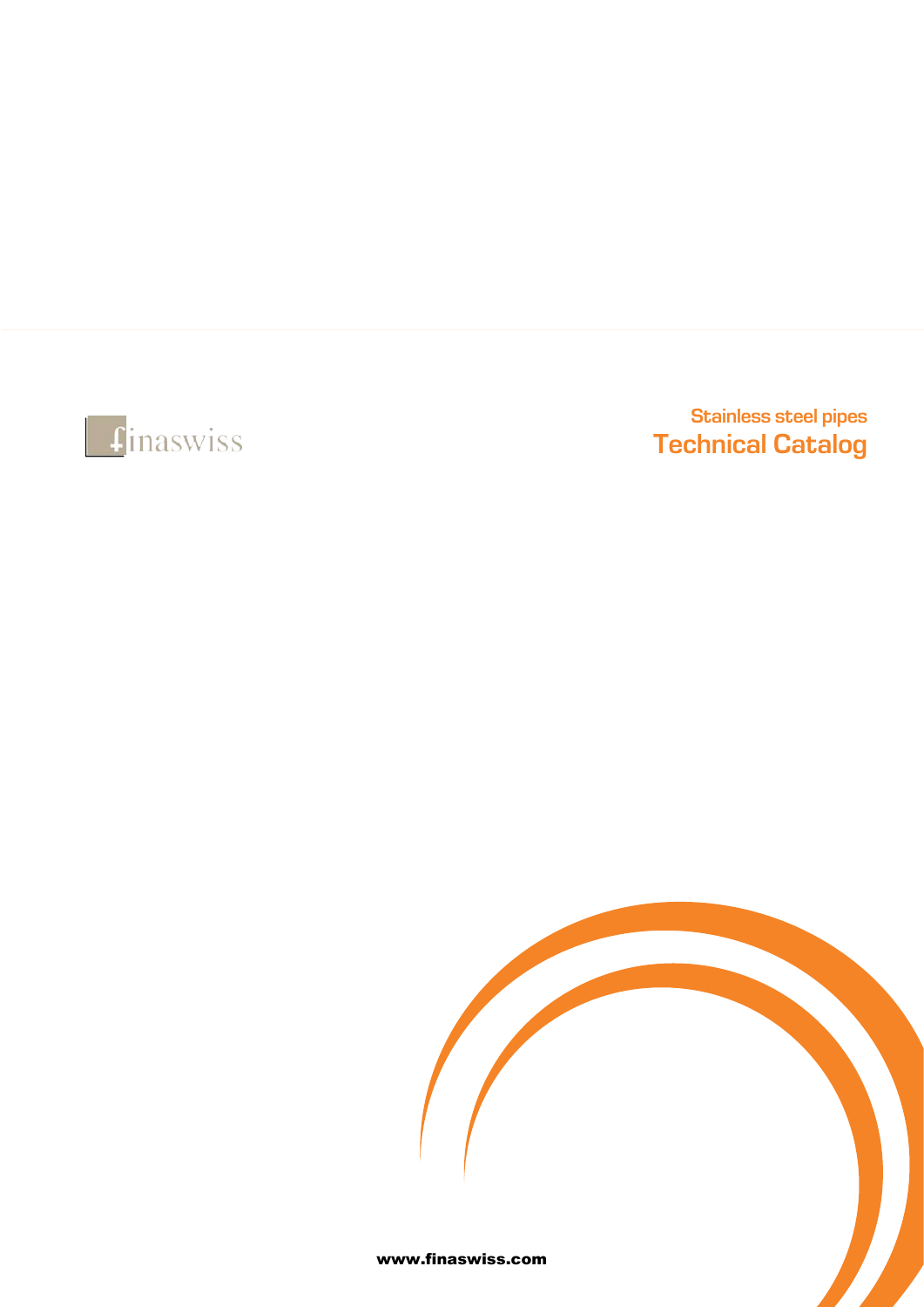finaswiss

Stainless steel pipes

# Technical Catalog

www.finaswiss.com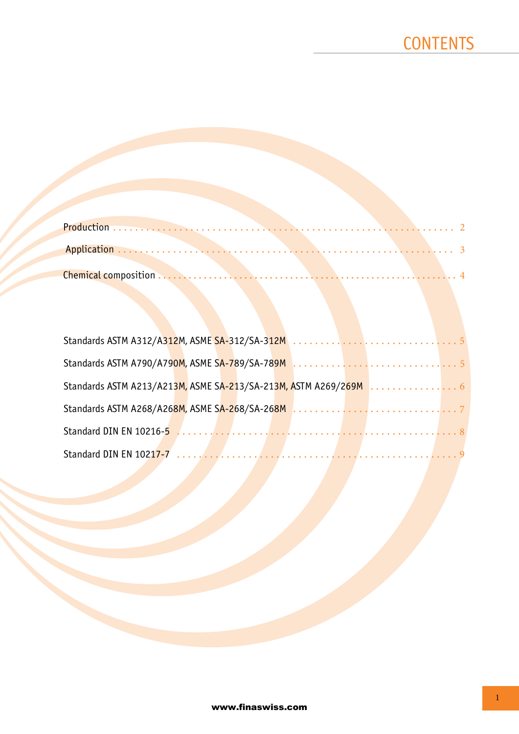# CONTENTS

Production . . . . . . . . . . . . . . . . . . . . . . . . . . . . . . . . . . . . . . . . . . . . . . . . . . . . . . . . . . . . 2

Application . . . . . . . . . . . . . . . . . . . . . . . . . . . . . . . . . . . . . . . . . . . . . . . . . . . . . . . . . . . . 3

Chemical composition . . . . . . . . . . . . . . . . . . . . . . . . . . . . . . . . . . . . . . . . . . . . . . . . . . . . 4

Standards ASTM A312/A312M, ASME SA-312/SA-312M . . . . . . . . . . . . . . . . . . . . . . . . . . . . . . . . 5

Standards ASTM A790/A790M, ASME SA-789/SA-789M . . . . . . . . . . . . . . . . . . . . . . . . . . . . . . . . 5

Standards ASTM A213/A213M, ASME SA-213/SA-213M, ASTM A269/269M . . . . . . . . . . . . . . . . . 6

Standards ASTM A268/A268M, ASME SA-268/SA-268M . . . . . . . . . . . . . . . . . . . . . . . . . . . . . . . . 7

Standard DIN EN 10216-5 . . . . . . . . . . . . . . . . . . . . . . . . . . . . . . . . . . . . . . . . . . . . . . . . . . . 8

Standard DIN EN 10217-7 . . . . . . . . . . . . . . . . . . . . . . . . . . . . . . . . . . . . . . . . . . . . . . . . . . . 9

www.finaswiss.com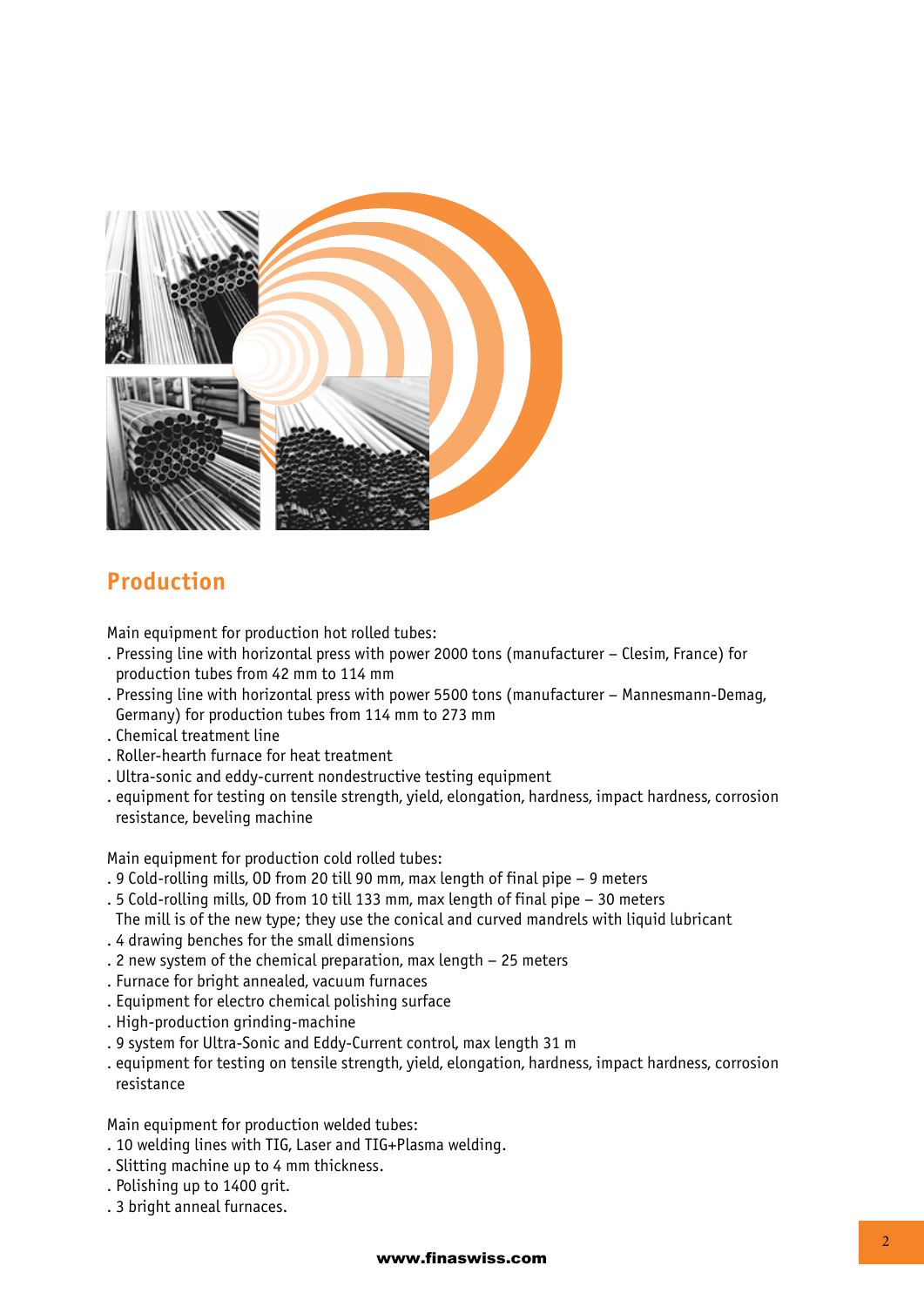## Production

Main equipment for production hot rolled tubes:

- . Pressing line with horizontal press with power 2000 tons (manufacturer – Clesim, France) for production tubes from 42 mm to 114 mm
- . Pressing line with horizontal press with power 5500 tons (manufacturer – Mannesmann-Demag, Germany) for production tubes from 114 mm to 273 mm
- . Chemical treatment line
- . Roller-hearth furnace for heat treatment
- . Ultra-sonic and eddy-current nondestructive testing equipment
- . equipment for testing on tensile strength, yield, elongation, hardness, impact hardness, corrosion resistance, beveling machine

Main equipment for production cold rolled tubes:

- . 9 Cold-rolling mills, OD from 20 till 90 mm, max length of final pipe – 9 meters
- . 5 Cold-rolling mills, OD from 10 till 133 mm, max length of final pipe – 30 meters
  The mill is of the new type; they use the conical and curved mandrels with liquid lubricant
- . 4 drawing benches for the small dimensions
- . 2 new system of the chemical preparation, max length – 25 meters
- . Furnace for bright annealed, vacuum furnaces
- . Equipment for electro chemical polishing surface
- . High-production grinding-machine
- . 9 system for Ultra-Sonic and Eddy-Current control, max length 31 m
- . equipment for testing on tensile strength, yield, elongation, hardness, impact hardness, corrosion resistance

Main equipment for production welded tubes:

- . 10 welding lines with TIG, Laser and TIG+Plasma welding.
- . Slitting machine up to 4 mm thickness.
- . Polishing up to 1400 grit.
- . 3 bright anneal furnaces.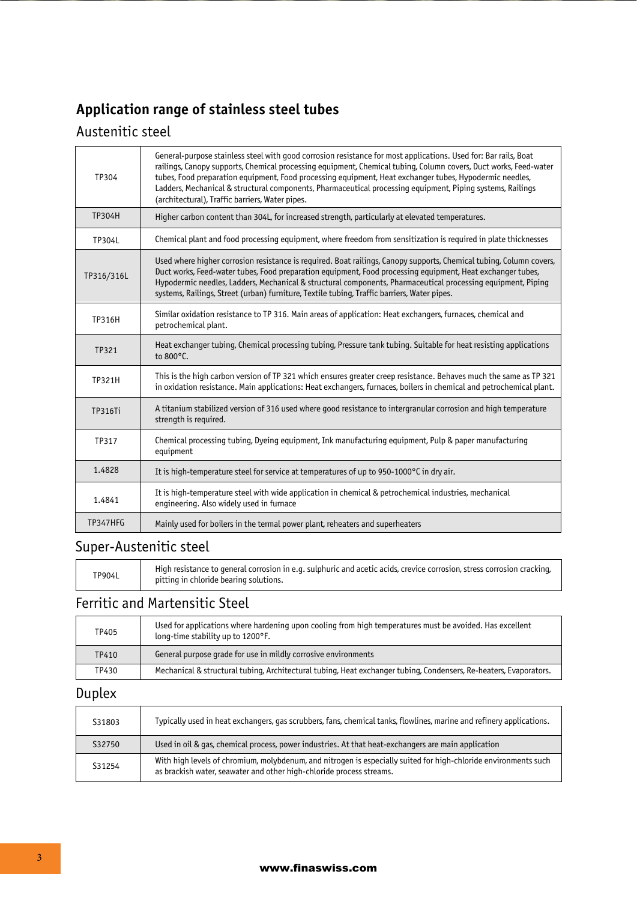# Application range of stainless steel tubes

## Austenitic steel

| | |
|---|---|
| TP304 | General-purpose stainless steel with good corrosion resistance for most applications. Used for: Bar rails, Boat railings, Canopy supports, Chemical processing equipment, Chemical tubing, Column covers, Duct works, Feed-water tubes, Food preparation equipment, Food processing equipment, Heat exchanger tubes, Hypodermic needles, Ladders, Mechanical & structural components, Pharmaceutical processing equipment, Piping systems, Railings (architectural), Traffic barriers, Water pipes. |
| TP304H | Higher carbon content than 304L, for increased strength, particularly at elevated temperatures. |
| TP304L | Chemical plant and food processing equipment, where freedom from sensitization is required in plate thicknesses |
| TP316/316L | Used where higher corrosion resistance is required. Boat railings, Canopy supports, Chemical tubing, Column covers, Duct works, Feed-water tubes, Food preparation equipment, Food processing equipment, Heat exchanger tubes, Hypodermic needles, Ladders, Mechanical & structural components, Pharmaceutical processing equipment, Piping systems, Railings, Street (urban) furniture, Textile tubing, Traffic barriers, Water pipes. |
| TP316H | Similar oxidation resistance to TP 316. Main areas of application: Heat exchangers, furnaces, chemical and petrochemical plant. |
| TP321 | Heat exchanger tubing, Chemical processing tubing, Pressure tank tubing. Suitable for heat resisting applications to 800°C. |
| TP321H | This is the high carbon version of TP 321 which ensures greater creep resistance. Behaves much the same as TP 321 in oxidation resistance. Main applications: Heat exchangers, furnaces, boilers in chemical and petrochemical plant. |
| TP316Ti | A titanium stabilized version of 316 used where good resistance to intergranular corrosion and high temperature strength is required. |
| TP317 | Chemical processing tubing, Dyeing equipment, Ink manufacturing equipment, Pulp & paper manufacturing equipment |
| 1.4828 | It is high-temperature steel for service at temperatures of up to 950-1000°C in dry air. |
| 1.4841 | It is high-temperature steel with wide application in chemical & petrochemical industries, mechanical engineering. Also widely used in furnace |
| TP347HFG | Mainly used for boilers in the termal power plant, reheaters and superheaters |

## Super-Austenitic steel

| | |
|---|---|
| TP904L | High resistance to general corrosion in e.g. sulphuric and acetic acids, crevice corrosion, stress corrosion cracking, pitting in chloride bearing solutions. |

## Ferritic and Martensitic Steel

| | |
|---|---|
| TP405 | Used for applications where hardening upon cooling from high temperatures must be avoided. Has excellent long-time stability up to 1200°F. |
| TP410 | General purpose grade for use in mildly corrosive environments |
| TP430 | Mechanical & structural tubing, Architectural tubing, Heat exchanger tubing, Condensers, Re-heaters, Evaporators. |

## Duplex

| | |
|---|---|
| S31803 | Typically used in heat exchangers, gas scrubbers, fans, chemical tanks, flowlines, marine and refinery applications. |
| S32750 | Used in oil & gas, chemical process, power industries. At that heat-exchangers are main application |
| S31254 | With high levels of chromium, molybdenum, and nitrogen is especially suited for high-chloride environments such as brackish water, seawater and other high-chloride process streams. |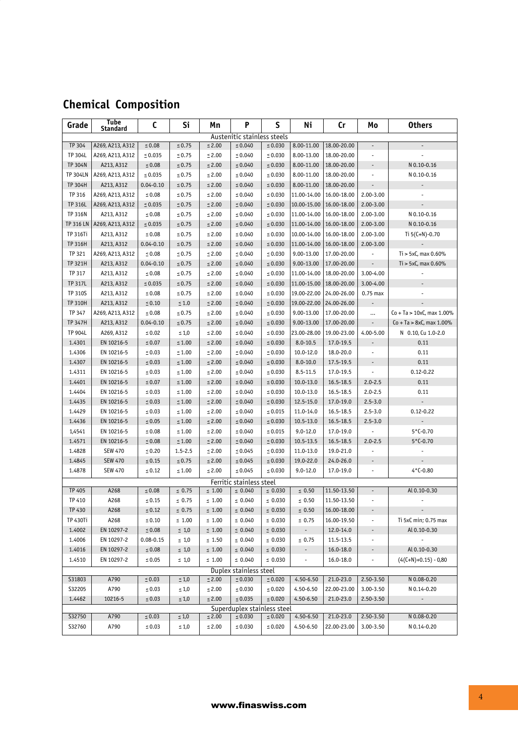## Chemical Composition

| Grade | Tube Standard | C | Si | Mn | P | S | Ni | Cr | Mo | Others |
|---|---|---|---|---|---|---|---|---|---|---|
| Austenitic stainless steels | | | | | | | | | | |
| TP 304 | A269, A213, A312 | ≤ 0.08 | ≤ 0.75 | ≤ 2.00 | ≤ 0.040 | ≤ 0.030 | 8.00-11.00 | 18.00-20.00 | - | - |
| TP 304L | A269, A213, A312 | ≤ 0.035 | ≤ 0.75 | ≤ 2.00 | ≤ 0.040 | ≤ 0.030 | 8.00-13.00 | 18.00-20.00 | - | - |
| TP 304N | A213, A312 | ≤ 0.08 | ≤ 0.75 | ≤ 2.00 | ≤ 0.040 | ≤ 0.030 | 8.00-11.00 | 18.00-20.00 | - | N 0.10-0.16 |
| TP 304LN | A269, A213, A312 | ≤ 0.035 | ≤ 0.75 | ≤ 2.00 | ≤ 0.040 | ≤ 0.030 | 8.00-11.00 | 18.00-20.00 | - | N 0.10-0.16 |
| TP 304H | A213, A312 | 0.04-0.10 | ≤ 0.75 | ≤ 2.00 | ≤ 0.040 | ≤ 0.030 | 8.00-11.00 | 18.00-20.00 | - | - |
| TP 316 | A269, A213, A312 | ≤ 0.08 | ≤ 0.75 | ≤ 2.00 | ≤ 0.040 | ≤ 0.030 | 11.00-14.00 | 16.00-18.00 | 2.00-3.00 | - |
| TP 316L | A269, A213, A312 | ≤ 0.035 | ≤ 0.75 | ≤ 2.00 | ≤ 0.040 | ≤ 0.030 | 10.00-15.00 | 16.00-18.00 | 2.00-3.00 | - |
| TP 316N | A213, A312 | ≤ 0.08 | ≤ 0.75 | ≤ 2.00 | ≤ 0.040 | ≤ 0.030 | 11.00-14.00 | 16.00-18.00 | 2.00-3.00 | N 0.10-0.16 |
| TP 316 LN | A269, A213, A312 | ≤ 0.035 | ≤ 0.75 | ≤ 2.00 | ≤ 0.040 | ≤ 0.030 | 11.00-14.00 | 16.00-18.00 | 2.00-3.00 | N 0.10-0.16 |
| TP 316Ti | A213, A312 | ≤ 0.08 | ≤ 0.75 | ≤ 2.00 | ≤ 0.040 | ≤ 0.030 | 10.00-14.00 | 16.00-18.00 | 2.00-3.00 | Ti 5(C+N)-0.70 |
| TP 316H | A213, A312 | 0.04-0.10 | ≤ 0.75 | ≤ 2.00 | ≤ 0.040 | ≤ 0.030 | 11.00-14.00 | 16.00-18.00 | 2.00-3.00 | - |
| TP 321 | A269, A213, A312 | ≤ 0.08 | ≤ 0.75 | ≤ 2.00 | ≤ 0.040 | ≤ 0.030 | 9.00-13.00 | 17.00-20.00 | - | Ti > 5xC, max 0.60% |
| TP 321H | A213, A312 | 0.04-0.10 | ≤ 0.75 | ≤ 2.00 | ≤ 0.040 | ≤ 0.030 | 9.00-13.00 | 17.00-20.00 | - | Ti > 5xC, max 0.60% |
| TP 317 | A213, A312 | ≤ 0.08 | ≤ 0.75 | ≤ 2.00 | ≤ 0.040 | ≤ 0.030 | 11.00-14.00 | 18.00-20.00 | 3.00-4.00 | - |
| TP 317L | A213, A312 | ≤ 0.035 | ≤ 0.75 | ≤ 2.00 | ≤ 0.040 | ≤ 0.030 | 11.00-15.00 | 18.00-20.00 | 3.00-4.00 | - |
| TP 310S | A213, A312 | ≤ 0.08 | ≤ 0.75 | ≤ 2.00 | ≤ 0.040 | ≤ 0.030 | 19.00-22.00 | 24.00-26.00 | 0.75 max | - |
| TP 310H | A213, A312 | ≤ 0.10 | ≤ 1.0 | ≤ 2.00 | ≤ 0.040 | ≤ 0.030 | 19.00-22.00 | 24.00-26.00 | - | - |
| TP 347 | A269, A213, A312 | ≤ 0.08 | ≤ 0.75 | ≤ 2.00 | ≤ 0.040 | ≤ 0.030 | 9.00-13.00 | 17.00-20.00 | ... | Co + Ta > 10xC, max 1.00% |
| TP 347H | A213, A312 | 0.04-0.10 | ≤ 0.75 | ≤ 2.00 | ≤ 0.040 | ≤ 0.030 | 9.00-13.00 | 17.00-20.00 | - | Co + Ta > 8xC, max 1.00% |
| TP 904L | A269, A312 | ≤ 0.02 | ≤ 1,0 | ≤ 2.00 | ≤ 0.040 | ≤ 0.030 | 23.00-28.00 | 19.00-23.00 | 4.00-5.00 | N 0.10, Cu 1.0-2.0 |
| 1.4301 | EN 10216-5 | ≤ 0.07 | ≤ 1.00 | ≤ 2.00 | ≤ 0.040 | ≤ 0.030 | 8.0-10.5 | 17.0-19.5 | - | 0.11 |
| 1.4306 | EN 10216-5 | ≤ 0.03 | ≤ 1.00 | ≤ 2.00 | ≤ 0.040 | ≤ 0.030 | 10.0-12.0 | 18.0-20.0 | - | 0.11 |
| 1.4307 | EN 10216-5 | ≤ 0.03 | ≤ 1.00 | ≤ 2.00 | ≤ 0.040 | ≤ 0.030 | 8.0-10.0 | 17.5-19.5 | - | 0.11 |
| 1.4311 | EN 10216-5 | ≤ 0.03 | ≤ 1.00 | ≤ 2.00 | ≤ 0.040 | ≤ 0.030 | 8.5-11.5 | 17.0-19.5 | - | 0.12-0.22 |
| 1.4401 | EN 10216-5 | ≤ 0.07 | ≤ 1.00 | ≤ 2.00 | ≤ 0.040 | ≤ 0.030 | 10.0-13.0 | 16.5-18.5 | 2.0-2.5 | 0.11 |
| 1.4404 | EN 10216-5 | ≤ 0.03 | ≤ 1.00 | ≤ 2.00 | ≤ 0.040 | ≤ 0.030 | 10.0-13.0 | 16.5-18.5 | 2.0-2.5 | 0.11 |
| 1.4435 | EN 10216-5 | ≤ 0.03 | ≤ 1.00 | ≤ 2.00 | ≤ 0.040 | ≤ 0.030 | 12.5-15.0 | 17.0-19.0 | 2.5-3.0 | - |
| 1.4429 | EN 10216-5 | ≤ 0.03 | ≤ 1.00 | ≤ 2.00 | ≤ 0.040 | ≤ 0.015 | 11.0-14.0 | 16.5-18.5 | 2.5-3.0 | 0.12-0.22 |
| 1.4436 | EN 10216-5 | ≤ 0.05 | ≤ 1.00 | ≤ 2.00 | ≤ 0.040 | ≤ 0.030 | 10.5-13.0 | 16.5-18.5 | 2.5-3.0 | - |
| 1,4541 | EN 10216-5 | ≤ 0.08 | ≤ 1.00 | ≤ 2.00 | ≤ 0.040 | ≤ 0.015 | 9.0-12.0 | 17.0-19.0 | - | 5*C-0.70 |
| 1.4571 | EN 10216-5 | ≤ 0.08 | ≤ 1.00 | ≤ 2.00 | ≤ 0.040 | ≤ 0.030 | 10.5-13.5 | 16.5-18.5 | 2.0-2.5 | 5*C-0.70 |
| 1.4828 | SEW 470 | ≤ 0.20 | 1.5-2.5 | ≤ 2.00 | ≤ 0.045 | ≤ 0.030 | 11.0-13.0 | 19.0-21.0 | - | - |
| 1.4845 | SEW 470 | ≤ 0.15 | ≤ 0.75 | ≤ 2.00 | ≤ 0.045 | ≤ 0.030 | 19.0-22.0 | 24.0-26.0 | - | - |
| 1.4878 | SEW 470 | ≤ 0.12 | ≤ 1.00 | ≤ 2.00 | ≤ 0.045 | ≤ 0.030 | 9.0-12.0 | 17.0-19.0 | - | 4*C-0.80 |
| Ferritic stainless steel | | | | | | | | | | |
| TP 405 | A268 | ≤ 0.08 | ≤ 0.75 | ≤ 1.00 | ≤ 0.040 | ≤ 0.030 | ≤ 0.50 | 11.50-13.50 | - | Al 0.10-0.30 |
| TP 410 | A268 | ≤ 0.15 | ≤ 0.75 | ≤ 1.00 | ≤ 0.040 | ≤ 0.030 | ≤ 0.50 | 11.50-13.50 | - | - |
| TP 430 | A268 | ≤ 0.12 | ≤ 0.75 | ≤ 1.00 | ≤ 0.040 | ≤ 0.030 | ≤ 0.50 | 16.00-18.00 | - | - |
| TP 430Ti | A268 | ≤ 0.10 | ≤ 1.00 | ≤ 1.00 | ≤ 0.040 | ≤ 0.030 | ≤ 0.75 | 16.00-19.50 | - | Ti 5xC min; 0.75 max |
| 1.4002 | EN 10297-2 | ≤ 0.08 | ≤ 1,0 | ≤ 1.00 | ≤ 0.040 | ≤ 0.030 | - | 12.0-14.0 | - | Al 0.10-0.30 |
| 1.4006 | EN 10297-2 | 0.08-0.15 | ≤ 1,0 | ≤ 1.50 | ≤ 0.040 | ≤ 0.030 | ≤ 0.75 | 11.5-13.5 | - | - |
| 1.4016 | EN 10297-2 | ≤ 0.08 | ≤ 1,0 | ≤ 1.00 | ≤ 0.040 | ≤ 0.030 | - | 16.0-18.0 | - | Al 0.10-0.30 |
| 1.4510 | EN 10297-2 | ≤ 0.05 | ≤ 1,0 | ≤ 1.00 | ≤ 0.040 | ≤ 0.030 | - | 16.0-18.0 | - | (4(C+N)+0.15) - 0,80 |
| Duplex stainless steel | | | | | | | | | | |
| S31803 | A790 | ≤ 0.03 | ≤ 1,0 | ≤ 2.00 | ≤ 0.030 | ≤ 0.020 | 4.50-6.50 | 21.0-23.0 | 2.50-3.50 | N 0.08-0.20 |
| S32205 | A790 | ≤ 0.03 | ≤ 1,0 | ≤ 2.00 | ≤ 0.030 | ≤ 0.020 | 4.50-6.50 | 22.00-23.00 | 3.00-3.50 | N 0.14-0.20 |
| 1.4462 | 10216-5 | ≤ 0.03 | ≤ 1,0 | ≤ 2.00 | ≤ 0.035 | ≤ 0.020 | 4.50-6.50 | 21.0-23.0 | 2.50-3.50 | - |
| Superduplex stainless steel | | | | | | | | | | |
| S32750 | A790 | ≤ 0.03 | ≤ 1,0 | ≤ 2.00 | ≤ 0.030 | ≤ 0.020 | 4.50-6.50 | 21.0-23.0 | 2.50-3.50 | N 0.08-0.20 |
| S32760 | A790 | ≤ 0.03 | ≤ 1,0 | ≤ 2.00 | ≤ 0.030 | ≤ 0.020 | 4.50-6.50 | 22.00-23.00 | 3.00-3.50 | N 0.14-0.20 |

www.finaswiss.com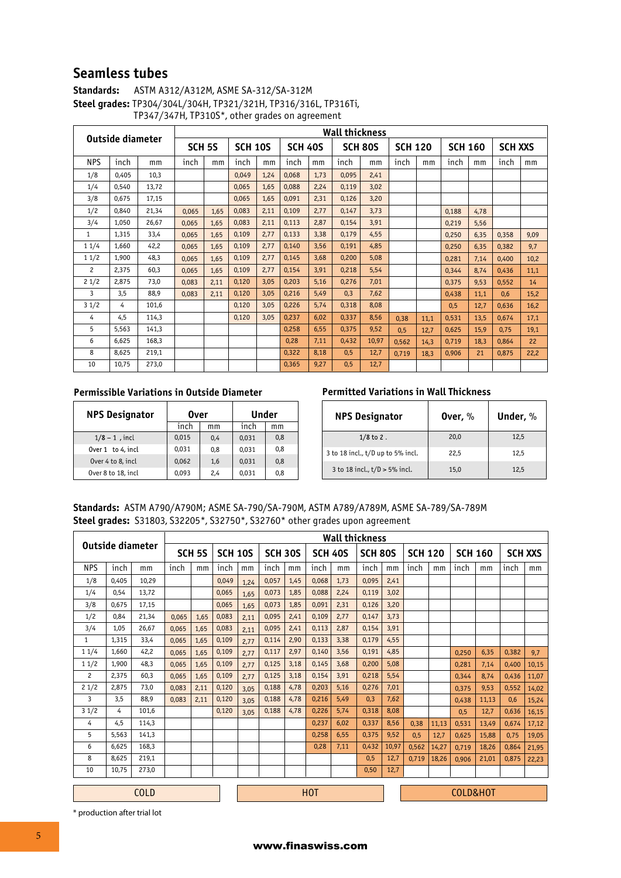## Seamless tubes

**Standards:** ASTM A312/A312M, ASME SA-312/SA-312M

**Steel grades:** TP304/304L/304H, TP321/321H, TP316/316L, TP316Ti, TP347/347H, TP310S*, other grades on agreement

| Outside diameter | | | Wall thickness | | | | | | | | | | | | | |
|---|---|---|---|---|---|---|---|---|---|---|---|---|---|---|---|---|
| | | | SCH 5S | | SCH 10S | | SCH 40S | | SCH 80S | | SCH 120 | | SCH 160 | | SCH XXS | |
| NPS | inch | mm | inch | mm | inch | mm | inch | mm | inch | mm | inch | mm | inch | mm | inch | mm |
| 1/8 | 0,405 | 10,3 | | | 0,049 | 1,24 | 0,068 | 1,73 | 0,095 | 2,41 | | | | | | |
| 1/4 | 0,540 | 13,72 | | | 0,065 | 1,65 | 0,088 | 2,24 | 0,119 | 3,02 | | | | | | |
| 3/8 | 0,675 | 17,15 | | | 0,065 | 1,65 | 0,091 | 2,31 | 0,126 | 3,20 | | | | | | |
| 1/2 | 0,840 | 21,34 | 0,065 | 1,65 | 0,083 | 2,11 | 0,109 | 2,77 | 0,147 | 3,73 | | | 0,188 | 4,78 | | |
| 3/4 | 1,050 | 26,67 | 0,065 | 1,65 | 0,083 | 2,11 | 0,113 | 2,87 | 0,154 | 3,91 | | | 0,219 | 5,56 | | |
| 1 | 1,315 | 33,4 | 0,065 | 1,65 | 0,109 | 2,77 | 0,133 | 3,38 | 0,179 | 4,55 | | | 0,250 | 6,35 | 0,358 | 9,09 |
| 1 1/4 | 1,660 | 42,2 | 0,065 | 1,65 | 0,109 | 2,77 | 0,140 | 3,56 | 0,191 | 4,85 | | | 0,250 | 6,35 | 0,382 | 9,7 |
| 1 1/2 | 1,900 | 48,3 | 0,065 | 1,65 | 0,109 | 2,77 | 0,145 | 3,68 | 0,200 | 5,08 | | | 0,281 | 7,14 | 0,400 | 10,2 |
| 2 | 2,375 | 60,3 | 0,065 | 1,65 | 0,109 | 2,77 | 0,154 | 3,91 | 0,218 | 5,54 | | | 0,344 | 8,74 | 0,436 | 11,1 |
| 2 1/2 | 2,875 | 73,0 | 0,083 | 2,11 | 0,120 | 3,05 | 0,203 | 5,16 | 0,276 | 7,01 | | | 0,375 | 9,53 | 0,552 | 14 |
| 3 | 3,5 | 88,9 | 0,083 | 2,11 | 0,120 | 3,05 | 0,216 | 5,49 | 0,3 | 7,62 | | | 0,438 | 11,1 | 0,6 | 15,2 |
| 3 1/2 | 4 | 101,6 | | | 0,120 | 3,05 | 0,226 | 5,74 | 0,318 | 8,08 | | | 0,5 | 12,7 | 0,636 | 16,2 |
| 4 | 4,5 | 114,3 | | | 0,120 | 3,05 | 0,237 | 6,02 | 0,337 | 8,56 | 0,38 | 11,1 | 0,531 | 13,5 | 0,674 | 17,1 |
| 5 | 5,563 | 141,3 | | | | | 0,258 | 6,55 | 0,375 | 9,52 | 0,5 | 12,7 | 0,625 | 15,9 | 0,75 | 19,1 |
| 6 | 6,625 | 168,3 | | | | | 0,28 | 7,11 | 0,432 | 10,97 | 0,562 | 14,3 | 0,719 | 18,3 | 0,864 | 22 |
| 8 | 8,625 | 219,1 | | | | | 0,322 | 8,18 | 0,5 | 12,7 | 0,719 | 18,3 | 0,906 | 21 | 0,875 | 22,2 |
| 10 | 10,75 | 273,0 | | | | | 0,365 | 9,27 | 0,5 | 12,7 | | | | | | |

### Permissible Variations in Outside Diameter

| NPS Designator | Over | | Under | |
|---|---|---|---|---|
| | inch | mm | inch | mm |
| 1/8 – 1 , incl | 0,015 | 0,4 | 0,031 | 0,8 |
| Over 1 to 4, incl | 0,031 | 0,8 | 0,031 | 0,8 |
| Over 4 to 8, incl | 0,062 | 1,6 | 0,031 | 0,8 |
| Over 8 to 18, incl | 0,093 | 2,4 | 0,031 | 0,8 |

### Permitted Variations in Wall Thickness

| NPS Designator | Over, % | Under, % |
|---|---|---|
| 1/8 to 2 . | 20,0 | 12,5 |
| 3 to 18 incl., t/D up to 5% incl. | 22,5 | 12,5 |
| 3 to 18 incl., t/D > 5% incl. | 15,0 | 12,5 |

**Standards:** ASTM A790/A790M; ASME SA-790/SA-790M, ASTM A789/A789M, ASME SA-789/SA-789M

**Steel grades:** S31803, S32205*, S32750*, S32760* other grades upon agreement

| Outside diameter | | | Wall thickness | | | | | | | | | | | | | | | |
|---|---|---|---|---|---|---|---|---|---|---|---|---|---|---|---|---|---|---|
| | | | SCH 5S | | SCH 10S | | SCH 30S | | SCH 40S | | SCH 80S | | SCH 120 | | SCH 160 | | SCH XXS | |
| NPS | inch | mm | inch | mm | inch | mm | inch | mm | inch | mm | inch | mm | inch | mm | inch | mm | inch | mm |
| 1/8 | 0,405 | 10,29 | | | 0,049 | 1,24 | 0,057 | 1,45 | 0,068 | 1,73 | 0,095 | 2,41 | | | | | | |
| 1/4 | 0,54 | 13,72 | | | 0,065 | 1,65 | 0,073 | 1,85 | 0,088 | 2,24 | 0,119 | 3,02 | | | | | | |
| 3/8 | 0,675 | 17,15 | | | 0,065 | 1,65 | 0,073 | 1,85 | 0,091 | 2,31 | 0,126 | 3,20 | | | | | | |
| 1/2 | 0,84 | 21,34 | 0,065 | 1,65 | 0,083 | 2,11 | 0,095 | 2,41 | 0,109 | 2,77 | 0,147 | 3,73 | | | | | | |
| 3/4 | 1,05 | 26,67 | 0,065 | 1,65 | 0,083 | 2,11 | 0,095 | 2,41 | 0,113 | 2,87 | 0,154 | 3,91 | | | | | | |
| 1 | 1,315 | 33,4 | 0,065 | 1,65 | 0,109 | 2,77 | 0,114 | 2,90 | 0,133 | 3,38 | 0,179 | 4,55 | | | | | | |
| 1 1/4 | 1,660 | 42,2 | 0,065 | 1,65 | 0,109 | 2,77 | 0,117 | 2,97 | 0,140 | 3,56 | 0,191 | 4,85 | | | 0,250 | 6,35 | 0,382 | 9,7 |
| 1 1/2 | 1,900 | 48,3 | 0,065 | 1,65 | 0,109 | 2,77 | 0,125 | 3,18 | 0,145 | 3,68 | 0,200 | 5,08 | | | 0,281 | 7,14 | 0,400 | 10,15 |
| 2 | 2,375 | 60,3 | 0,065 | 1,65 | 0,109 | 2,77 | 0,125 | 3,18 | 0,154 | 3,91 | 0,218 | 5,54 | | | 0,344 | 8,74 | 0,436 | 11,07 |
| 2 1/2 | 2,875 | 73,0 | 0,083 | 2,11 | 0,120 | 3,05 | 0,188 | 4,78 | 0,203 | 5,16 | 0,276 | 7,01 | | | 0,375 | 9,53 | 0,552 | 14,02 |
| 3 | 3,5 | 88,9 | 0,083 | 2,11 | 0,120 | 3,05 | 0,188 | 4,78 | 0,216 | 5,49 | 0,3 | 7,62 | | | 0,438 | 11,13 | 0,6 | 15,24 |
| 3 1/2 | 4 | 101,6 | | | 0,120 | 3,05 | 0,188 | 4,78 | 0,226 | 5,74 | 0,318 | 8,08 | | | 0,5 | 12,7 | 0,636 | 16,15 |
| 4 | 4,5 | 114,3 | | | | | | | 0,237 | 6,02 | 0,337 | 8,56 | 0,38 | 11,13 | 0,531 | 13,49 | 0,674 | 17,12 |
| 5 | 5,563 | 141,3 | | | | | | | 0,258 | 6,55 | 0,375 | 9,52 | 0,5 | 12,7 | 0,625 | 15,88 | 0,75 | 19,05 |
| 6 | 6,625 | 168,3 | | | | | | | 0,28 | 7,11 | 0,432 | 10,97 | 0,562 | 14,27 | 0,719 | 18,26 | 0,864 | 21,95 |
| 8 | 8,625 | 219,1 | | | | | | | | | 0,5 | 12,7 | 0,719 | 18,26 | 0,906 | 21,01 | 0,875 | 22,23 |
| 10 | 10,75 | 273,0 | | | | | | | | | 0,50 | 12,7 | | | | | | |

COLD | HOT | COLD&HOT

\* production after trial lot

www.finaswiss.com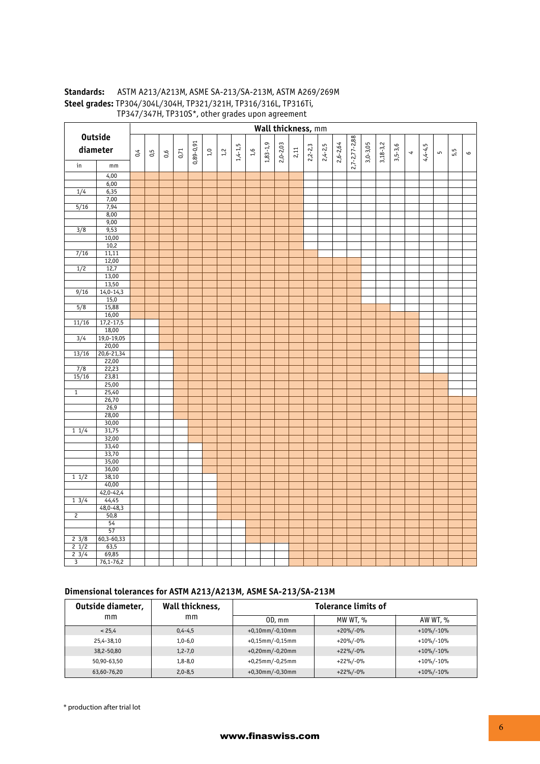**Standards:** ASTM A213/A213M, ASME SA-213/SA-213M, ASTM A269/269M

**Steel grades:** TP304/304L/304H, TP321/321H, TP316/316L, TP316Ti, TP347/347H, TP310S*, other grades upon agreement

Shaded cells in the chart are marked x.

| Outside diameter | | Wall thickness, mm | | | | | | | | | | | | | | | | | | | | | | | |
|---|---|---|---|---|---|---|---|---|---|---|---|---|---|---|---|---|---|---|---|---|---|---|---|---|---|
| in | mm | 0,4 | 0,5 | 0,6 | 0,71 | 0,89-0,91 | 1,0 | 1,2 | 1,4-1,5 | 1,6 | 1,83-1,9 | 2,0-2,03 | 2,11 | 2,2-2,3 | 2,4-2,5 | 2,6-2,64 | 2,7-2,77-2,88 | 3,0-3,05 | 3,18-3,2 | 3,5-3,6 | 4 | 4,4-4,5 | 5 | 5,5 | 6 |
| | 4,00 | x | x | x | x | x | x | x | x | x | x | x | x | | | | | | | | | | | | |
| | 6,00 | x | x | x | x | x | x | x | x | x | x | x | x | | | | | | | | | | | | |
| 1/4 | 6,35 | x | x | x | x | x | x | x | x | x | x | x | x | | | | | | | | | | | | |
| | 7,00 | x | x | x | x | x | x | x | x | x | x | x | x | | | | | | | | | | | | |
| 5/16 | 7,94 | x | x | x | x | x | x | x | x | x | x | x | x | | | | | | | | | | | | |
| | 8,00 | x | x | x | x | x | x | x | x | x | x | x | x | | | | | | | | | | | | |
| | 9,00 | x | x | x | x | x | x | x | x | x | x | x | x | | | | | | | | | | | | |
| 3/8 | 9,53 | x | x | x | x | x | x | x | x | x | x | x | x | | | | | | | | | | | | |
| | 10,00 | x | x | x | x | x | x | x | x | x | x | x | x | | | | | | | | | | | | |
| | 10,2 | x | x | x | x | x | x | x | x | x | x | x | x | | | | | | | | | | | | |
| 7/16 | 11,11 | x | x | x | x | x | x | x | x | x | x | x | x | x | | | | | | | | | | | |
| | 12,00 | x | x | x | x | x | x | x | x | x | x | x | x | x | x | x | x | | | | | | | | |
| 1/2 | 12,7 | x | x | x | x | x | x | x | x | x | x | x | x | x | x | x | x | | | | | | | | |
| | 13,00 | x | x | x | x | x | x | x | x | x | x | x | x | x | x | x | x | | | | | | | | |
| | 13,50 | x | x | x | x | x | x | x | x | x | x | x | x | x | x | x | x | | | | | | | | |
| 9/16 | 14,0-14,3 | x | x | x | x | x | x | x | x | x | x | x | x | x | x | x | x | | | | | | | | |
| | 15,0 | x | x | x | x | x | x | x | x | x | x | x | x | x | x | x | x | | | | | | | | |
| 5/8 | 15,88 | x | x | x | x | x | x | x | x | x | x | x | x | x | x | x | x | x | x | | | | | | |
| | 16,00 | x | x | x | x | x | x | x | x | x | x | x | x | x | x | x | x | x | x | x | x | | | | |
| 11/16 | 17,2-17,5 | | | x | x | x | x | x | x | x | x | x | x | x | x | x | x | x | x | x | x | | | | |
| | 18,00 | | | x | x | x | x | x | x | x | x | x | x | x | x | x | x | x | x | x | x | | | | |
| 3/4 | 19,0-19,05 | | | x | x | x | x | x | x | x | x | x | x | x | x | x | x | x | x | x | x | | | | |
| | 20,00 | | | x | x | x | x | x | x | x | x | x | x | x | x | x | x | x | x | x | x | | | | |
| 13/16 | 20,6-21,34 | | | | x | x | x | x | x | x | x | x | x | x | x | x | x | x | x | x | x | | | | |
| | 22,00 | | | | x | x | x | x | x | x | x | x | x | x | x | x | x | x | x | x | x | | | | |
| 7/8 | 22,23 | | | | x | x | x | x | x | x | x | x | x | x | x | x | x | x | x | x | x | | | | |
| 15/16 | 23,81 | | | | x | x | x | x | x | x | x | x | x | x | x | x | x | x | x | x | x | x | x | | |
| | 25,00 | | | | x | x | x | x | x | x | x | x | x | x | x | x | x | x | x | x | x | x | x | | |
| 1 | 25,40 | | | | x | x | x | x | x | x | x | x | x | x | x | x | x | x | x | x | x | x | x | x | |
| | 26,70 | | | | x | x | x | x | x | x | x | x | x | x | x | x | x | x | x | x | x | x | x | x | x |
| | 26,9 | | | | x | x | x | x | x | x | x | x | x | x | x | x | x | x | x | x | x | x | x | x | x |
| | 28,00 | | | | x | x | x | x | x | x | x | x | x | x | x | x | x | x | x | x | x | x | x | x | x |
| | 30,00 | | | | | x | x | x | x | x | x | x | x | x | x | x | x | x | x | x | x | x | x | x | x |
| 1 1/4 | 31,75 | | | | | x | x | x | x | x | x | x | x | x | x | x | x | x | x | x | x | x | x | x | x |
| | 32,00 | | | | | x | x | x | x | x | x | x | x | x | x | x | x | x | x | x | x | x | x | x | x |
| | 33,40 | | | | | | x | x | x | x | x | x | x | x | x | x | x | x | x | x | x | x | x | x | x |
| | 33,70 | | | | | | x | x | x | x | x | x | x | x | x | x | x | x | x | x | x | x | x | x | x |
| | 35,00 | | | | | | x | x | x | x | x | x | x | x | x | x | x | x | x | x | x | x | x | x | x |
| | 36,00 | | | | | | x | x | x | x | x | x | x | x | x | x | x | x | x | x | x | x | x | x | x |
| 1 1/2 | 38,10 | | | | | | | x | x | x | x | x | x | x | x | x | x | x | x | x | x | x | x | x | x |
| | 40,00 | | | | | | | x | x | x | x | x | x | x | x | x | x | x | x | x | x | x | x | x | x |
| | 42,0-42,4 | | | | | | | x | x | x | x | x | x | x | x | x | x | x | x | x | x | x | x | x | x |
| 1 3/4 | 44,45 | | | | | | | x | x | x | x | x | x | x | x | x | x | x | x | x | x | x | x | x | x |
| | 48,0-48,3 | | | | | | | x | x | x | x | x | x | x | x | x | x | x | x | x | x | x | x | x | x |
| 2 | 50,8 | | | | | | | x | x | x | x | x | x | x | x | x | x | x | x | x | x | x | x | x | x |
| | 54 | | | | | | | | | x | x | x | x | x | x | x | x | x | x | x | x | x | x | x | x |
| | 57 | | | | | | | | | x | x | x | x | x | x | x | x | x | x | x | x | x | x | x | x |
| 2 3/8 | 60,3-60,33 | | | | | | | | | x | x | x | x | x | x | x | x | x | x | x | x | x | x | x | x |
| 2 1/2 | 63,5 | | | | | | | | | | | | x | x | x | x | x | x | x | x | x | x | x | x | x |
| 2 3/4 | 69,85 | | | | | | | | | | | | x | x | x | x | x | x | x | x | x | x | x | x | x |
| 3 | 76,1-76,2 | | | | | | | | | | | | x | x | x | x | x | x | x | x | x | x | x | x | x |

## Dimensional tolerances for ASTM A213/A213M, ASME SA-213/SA-213M

| Outside diameter, mm | Wall thickness, mm | Tolerance limits of | | |
|---|---|---|---|---|
| | | OD, mm | MW WT, % | AW WT, % |
| < 25,4 | 0,4-4,5 | +0,10mm/-0,10mm | +20%/-0% | +10%/-10% |
| 25,4-38,10 | 1,0-6,0 | +0,15mm/-0,15mm | +20%/-0% | +10%/-10% |
| 38,2-50,80 | 1,2-7,0 | +0,20mm/-0,20mm | +22%/-0% | +10%/-10% |
| 50,90-63,50 | 1,8-8,0 | +0,25mm/-0,25mm | +22%/-0% | +10%/-10% |
| 63,60-76,20 | 2,0-8,5 | +0,30mm/-0,30mm | +22%/-0% | +10%/-10% |

\* production after trial lot

www.finaswiss.com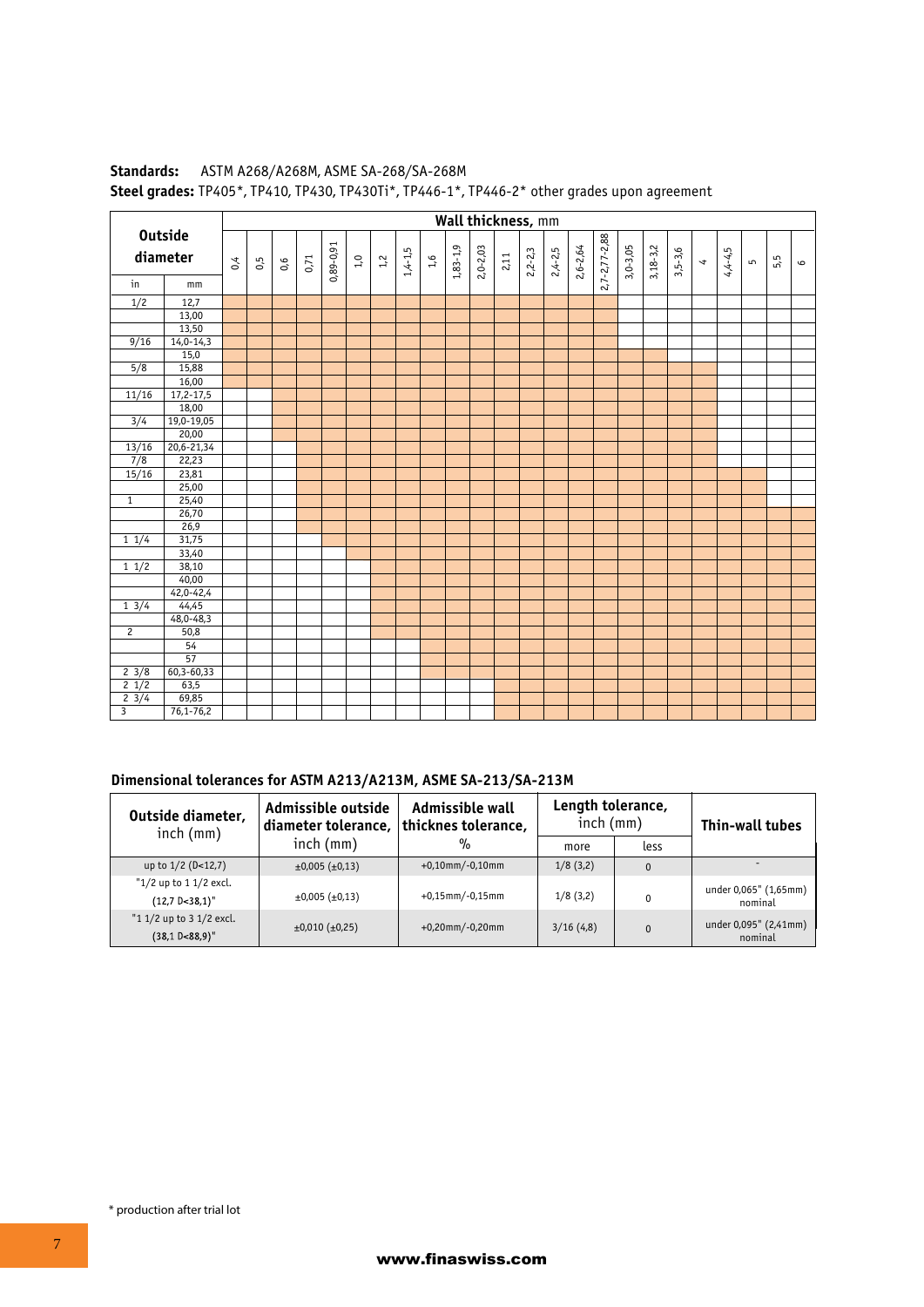**Standards:** ASTM A268/A268M, ASME SA-268/SA-268M

**Steel grades:** TP405*, TP410, TP430, TP430Ti*, TP446-1*, TP446-2* other grades upon agreement

In the table below, "x" marks the sizes shown as shaded in the original chart.

| Outside diameter | | Wall thickness, mm | | | | | | | | | | | | | | | | | | | | | | | |
|---|---|---|---|---|---|---|---|---|---|---|---|---|---|---|---|---|---|---|---|---|---|---|---|---|---|
| in | mm | 0,4 | 0,5 | 0,6 | 0,71 | 0,89-0,91 | 1,0 | 1,2 | 1,4-1,5 | 1,6 | 1,83-1,9 | 2,0-2,03 | 2,11 | 2,2-2,3 | 2,4-2,5 | 2,6-2,64 | 2,7-2,77-2,88 | 3,0-3,05 | 3,18-3,2 | 3,5-3,6 | 4 | 4,4-4,5 | 5 | 5,5 | 6 |
| 1/2 | 12,7 | x | x | x | x | x | x | x | x | x | x | x | x | x | x | x | x | | | | | | | | |
| | 13,00 | x | x | x | x | x | x | x | x | x | x | x | x | x | x | x | x | | | | | | | | |
| | 13,50 | x | x | x | x | x | x | x | x | x | x | x | x | x | x | x | x | | | | | | | | |
| 9/16 | 14,0-14,3 | x | x | x | x | x | x | x | x | x | x | x | x | x | x | x | x | | | | | | | | |
| | 15,0 | x | x | x | x | x | x | x | x | x | x | x | x | x | x | x | x | x | x | | | | | | |
| 5/8 | 15,88 | x | x | x | x | x | x | x | x | x | x | x | x | x | x | x | x | x | x | x | x | | | | |
| | 16,00 | x | x | x | x | x | x | x | x | x | x | x | x | x | x | x | x | x | x | x | x | | | | |
| 11/16 | 17,2-17,5 | | | x | x | x | x | x | x | x | x | x | x | x | x | x | x | x | x | x | x | | | | |
| | 18,00 | | | x | x | x | x | x | x | x | x | x | x | x | x | x | x | x | x | x | x | | | | |
| 3/4 | 19,0-19,05 | | | x | x | x | x | x | x | x | x | x | x | x | x | x | x | x | x | x | x | | | | |
| | 20,00 | | | x | x | x | x | x | x | x | x | x | x | x | x | x | x | x | x | x | x | | | | |
| 13/16 | 20,6-21,34 | | | | x | x | x | x | x | x | x | x | x | x | x | x | x | x | x | x | x | | | | |
| 7/8 | 22,23 | | | | x | x | x | x | x | x | x | x | x | x | x | x | x | x | x | x | x | | | | |
| 15/16 | 23,81 | | | | x | x | x | x | x | x | x | x | x | x | x | x | x | x | x | x | x | x | x | | |
| | 25,00 | | | | x | x | x | x | x | x | x | x | x | x | x | x | x | x | x | x | x | x | x | | |
| 1 | 25,40 | | | | x | x | x | x | x | x | x | x | x | x | x | x | x | x | x | x | x | x | x | | |
| | 26,70 | | | | x | x | x | x | x | x | x | x | x | x | x | x | x | x | x | x | x | x | x | x | x |
| | 26,9 | | | | x | x | x | x | x | x | x | x | x | x | x | x | x | x | x | x | x | x | x | x | x |
| 1 1/4 | 31,75 | | | | | x | x | x | x | x | x | x | x | x | x | x | x | x | x | x | x | x | x | x | x |
| | 33,40 | | | | | | x | x | x | x | x | x | x | x | x | x | x | x | x | x | x | x | x | x | x |
| 1 1/2 | 38,10 | | | | | | | x | x | x | x | x | x | x | x | x | x | x | x | x | x | x | x | x | x |
| | 40,00 | | | | | | | x | x | x | x | x | x | x | x | x | x | x | x | x | x | x | x | x | x |
| | 42,0-42,4 | | | | | | | x | x | x | x | x | x | x | x | x | x | x | x | x | x | x | x | x | x |
| 1 3/4 | 44,45 | | | | | | | x | x | x | x | x | x | x | x | x | x | x | x | x | x | x | x | x | x |
| | 48,0-48,3 | | | | | | | x | x | x | x | x | x | x | x | x | x | x | x | x | x | x | x | x | x |
| 2 | 50,8 | | | | | | | x | x | x | x | x | x | x | x | x | x | x | x | x | x | x | x | x | x |
| | 54 | | | | | | | | | x | x | x | x | x | x | x | x | x | x | x | x | x | x | x | x |
| | 57 | | | | | | | | | x | x | x | x | x | x | x | x | x | x | x | x | x | x | x | x |
| 2 3/8 | 60,3-60,33 | | | | | | | | | x | x | x | x | x | x | x | x | x | x | x | x | x | x | x | x |
| 2 1/2 | 63,5 | | | | | | | | | | | | x | x | x | x | x | x | x | x | x | x | x | x | x |
| 2 3/4 | 69,85 | | | | | | | | | | | | x | x | x | x | x | x | x | x | x | x | x | x | x |
| 3 | 76,1-76,2 | | | | | | | | | | | | x | x | x | x | x | x | x | x | x | x | x | x | x |

## Dimensional tolerances for ASTM A213/A213M, ASME SA-213/SA-213M

| Outside diameter, inch (mm) | Admissible outside diameter tolerance, inch (mm) | Admissible wall thicknes tolerance, % | Length tolerance, inch (mm) | | Thin-wall tubes |
|---|---|---|---|---|---|
| | | | more | less | |
| up to 1/2 (D<12,7) | ±0,005 (±0,13) | +0,10mm/-0,10mm | 1/8 (3,2) | 0 | - |
| "1/2 up to 1 1/2 excl. (12,7 D<38,1)" | ±0,005 (±0,13) | +0,15mm/-0,15mm | 1/8 (3,2) | 0 | under 0,065" (1,65mm) nominal |
| "1 1/2 up to 3 1/2 excl. (38,1 D<88,9)" | ±0,010 (±0,25) | +0,20mm/-0,20mm | 3/16 (4,8) | 0 | under 0,095" (2,41mm) nominal |

\* production after trial lot

www.finaswiss.com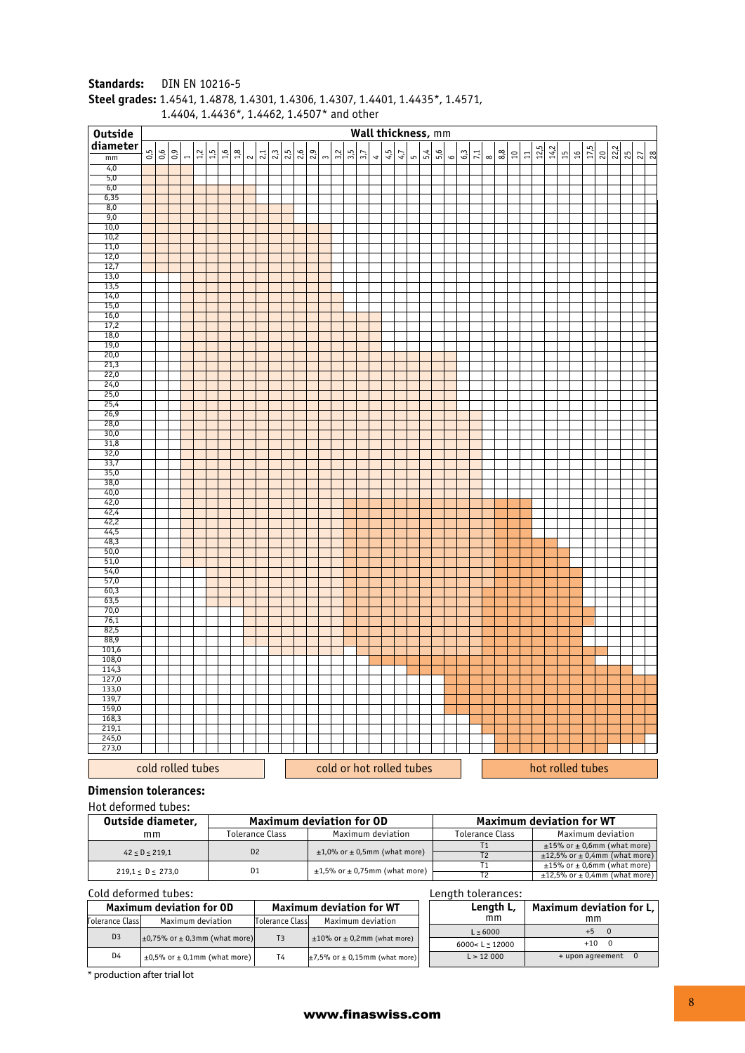**Standards:** DIN EN 10216-5

**Steel grades:** 1.4541, 1.4878, 1.4301, 1.4306, 1.4307, 1.4401, 1.4435*, 1.4571, 1.4404, 1.4436*, 1.4462, 1.4507* and other

**Outside diameter, mm:** 4,0; 5,0; 6,0; 6,35; 8,0; 9,0; 10,0; 10,2; 11,0; 12,0; 12,7; 13,0; 13,5; 14,0; 15,0; 16,0; 17,2; 18,0; 19,0; 20,0; 21,3; 22,0; 24,0; 25,0; 25,4; 26,9; 28,0; 30,0; 31,8; 32,0; 33,7; 35,0; 38,0; 40,0; 42,0; 42,4; 42,2; 44,5; 48,3; 50,0; 51,0; 54,0; 57,0; 60,3; 63,5; 70,0; 76,1; 82,5; 88,9; 101,6; 108,0; 114,3; 127,0; 133,0; 139,7; 159,0; 168,3; 219,1; 245,0; 273,0

**Wall thickness, mm:** 0,5; 0,6; 0,9; 1; 1,2; 1,5; 1,6; 1,8; 2; 2,1; 2,3; 2,5; 2,6; 2,9; 3; 3,2; 3,5; 3,7; 4; 4,5; 4,7; 5; 5,4; 5,6; 6; 6,3; 7,1; 8; 8,8; 10; 11; 12,5; 14,2; 15; 16; 17,5; 20; 22,2; 25; 27; 28

Legend: cold rolled tubes | cold or hot rolled tubes | hot rolled tubes

**Dimension tolerances:**

Hot deformed tubes:

| Outside diameter, mm | Maximum deviation for OD | | Maximum deviation for WT | |
|---|---|---|---|---|
| | Tolerance Class | Maximum deviation | Tolerance Class | Maximum deviation |
| 42 ≤ D ≤ 219,1 | D2 | ±1,0% or ± 0,5mm (what more) | T1 | ±15% or ± 0,6mm (what more) |
| | | | T2 | ±12,5% or ± 0,4mm (what more) |
| 219,1 ≤ D ≤ 273,0 | D1 | ±1,5% or ± 0,75mm (what more) | T1 | ±15% or ± 0,6mm (what more) |
| | | | T2 | ±12,5% or ± 0,4mm (what more) |

Cold deformed tubes:

| Maximum deviation for OD | | Maximum deviation for WT | |
|---|---|---|---|
| Tolerance Class | Maximum deviation | Tolerance Class | Maximum deviation |
| D3 | ±0,75% or ± 0,3mm (what more) | T3 | ±10% or ± 0,2mm (what more) |
| D4 | ±0,5% or ± 0,1mm (what more) | T4 | ±7,5% or ± 0,15mm (what more) |

Length tolerances:

| Length L, mm | Maximum deviation for L, mm |
|---|---|
| L ≤ 6000 | +5 0 |
| 6000< L ≤ 12000 | +10 0 |
| L > 12 000 | + upon agreement 0 |

* production after trial lot

www.finaswiss.com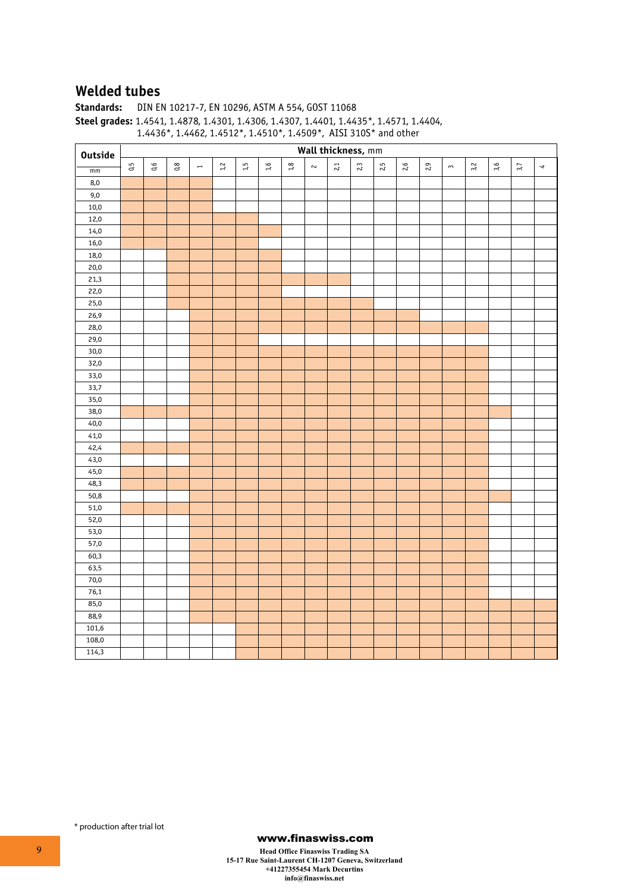## Welded tubes

**Standards:** DIN EN 10217-7, EN 10296, ASTM A 554, GOST 11068

**Steel grades:** 1.4541, 1.4878, 1.4301, 1.4306, 1.4307, 1.4401, 1.4435*, 1.4571, 1.4404, 1.4436*, 1.4462, 1.4512*, 1.4510*, 1.4509*, AISI 310S* and other

(● = shaded cell in the original chart)

| Outside | Wall thickness, mm | | | | | | | | | | | | | | | | | | |
|---|---|---|---|---|---|---|---|---|---|---|---|---|---|---|---|---|---|---|---|
| mm | 0,5 | 0,6 | 0,8 | 1 | 1,2 | 1,5 | 1,6 | 1,8 | 2 | 2,1 | 2,3 | 2,5 | 2,6 | 2,9 | 3 | 3,2 | 3,6 | 3,7 | 4 |
| 8,0 | ● | ● | ● | ● | | | | | | | | | | | | | | | |
| 9,0 | ● | ● | ● | ● | | | | | | | | | | | | | | | |
| 10,0 | ● | ● | ● | ● | | | | | | | | | | | | | | | |
| 12,0 | ● | ● | ● | ● | ● | ● | | | | | | | | | | | | | |
| 14,0 | ● | ● | ● | ● | ● | ● | ● | | | | | | | | | | | | |
| 16,0 | ● | ● | ● | ● | ● | ● | | | | | | | | | | | | | |
| 18,0 | | | ● | ● | ● | ● | ● | | | | | | | | | | | | |
| 20,0 | | | ● | ● | ● | ● | ● | | | | | | | | | | | | |
| 21,3 | | | ● | ● | ● | ● | ● | ● | ● | ● | | | | | | | | | |
| 22,0 | | | ● | ● | ● | ● | ● | | | | | | | | | | | | |
| 25,0 | | | ● | ● | ● | ● | ● | ● | ● | ● | ● | | | | | | | | |
| 26,9 | | | | ● | ● | ● | ● | ● | ● | ● | ● | ● | ● | | | | | | |
| 28,0 | | | | ● | ● | ● | ● | ● | ● | ● | ● | ● | ● | ● | ● | ● | | | |
| 29,0 | | | | ● | ● | ● | | | | | | | | | | | | | |
| 30,0 | | | | ● | ● | ● | ● | ● | ● | ● | ● | ● | ● | ● | ● | ● | | | |
| 32,0 | | | | ● | ● | ● | ● | ● | ● | ● | ● | ● | ● | ● | ● | ● | | | |
| 33,0 | | | | ● | ● | ● | ● | ● | ● | ● | ● | ● | ● | ● | ● | ● | | | |
| 33,7 | | | | ● | ● | ● | ● | ● | ● | ● | ● | ● | ● | ● | ● | ● | | | |
| 35,0 | | | | ● | ● | ● | ● | ● | ● | ● | ● | ● | ● | ● | ● | ● | | | |
| 38,0 | ● | ● | ● | ● | ● | ● | ● | ● | ● | ● | ● | ● | ● | ● | ● | ● | ● | | |
| 40,0 | | | | ● | ● | ● | ● | ● | ● | ● | ● | ● | ● | ● | ● | ● | | | |
| 41,0 | | | | ● | ● | ● | ● | ● | ● | ● | ● | ● | ● | ● | ● | ● | | | |
| 42,4 | ● | ● | ● | ● | ● | ● | ● | ● | ● | ● | ● | ● | ● | ● | ● | ● | | | |
| 43,0 | | | | ● | ● | ● | ● | ● | ● | ● | ● | ● | ● | ● | ● | ● | | | |
| 45,0 | ● | ● | ● | ● | ● | ● | ● | ● | ● | ● | ● | ● | ● | ● | ● | ● | | | |
| 48,3 | ● | ● | ● | ● | ● | ● | ● | ● | ● | ● | ● | ● | ● | ● | ● | ● | | | |
| 50,8 | | | | ● | ● | ● | ● | ● | ● | ● | ● | ● | ● | ● | ● | ● | ● | | |
| 51,0 | ● | ● | ● | ● | ● | ● | ● | ● | ● | ● | ● | ● | ● | ● | ● | ● | | | |
| 52,0 | | | | ● | ● | ● | ● | ● | ● | ● | ● | ● | ● | ● | ● | ● | | | |
| 53,0 | | | | ● | ● | ● | ● | ● | ● | ● | ● | ● | ● | ● | ● | ● | | | |
| 57,0 | | | | ● | ● | ● | ● | ● | ● | ● | ● | ● | ● | ● | ● | ● | | | |
| 60,3 | | | | ● | ● | ● | ● | ● | ● | ● | ● | ● | ● | ● | ● | ● | | | |
| 63,5 | | | | ● | ● | ● | ● | ● | ● | ● | ● | ● | ● | ● | ● | ● | | | |
| 70,0 | | | | ● | ● | ● | ● | ● | ● | ● | ● | ● | ● | ● | ● | ● | | | |
| 76,1 | | | | ● | ● | ● | ● | ● | ● | ● | ● | ● | ● | ● | ● | ● | | | |
| 85,0 | | | | ● | ● | ● | ● | ● | ● | ● | ● | ● | ● | ● | ● | ● | ● | ● | ● |
| 88,9 | | | | ● | ● | ● | ● | ● | ● | ● | ● | ● | ● | ● | ● | ● | ● | ● | ● |
| 101,6 | | | | | | ● | ● | ● | ● | ● | ● | ● | ● | ● | ● | ● | ● | ● | ● |
| 108,0 | | | | | | ● | ● | ● | ● | ● | ● | ● | ● | ● | ● | ● | ● | ● | ● |
| 114,3 | | | | | | ● | ● | ● | ● | ● | ● | ● | ● | ● | ● | ● | ● | ● | ● |

\* production after trial lot

**www.finaswiss.com**

**Head Office Finaswiss Trading SA**
**15-17 Rue Saint-Laurent CH-1207 Geneva, Switzerland**
**+41227355454 Mark Decurtins**
**info@finaswiss.net**